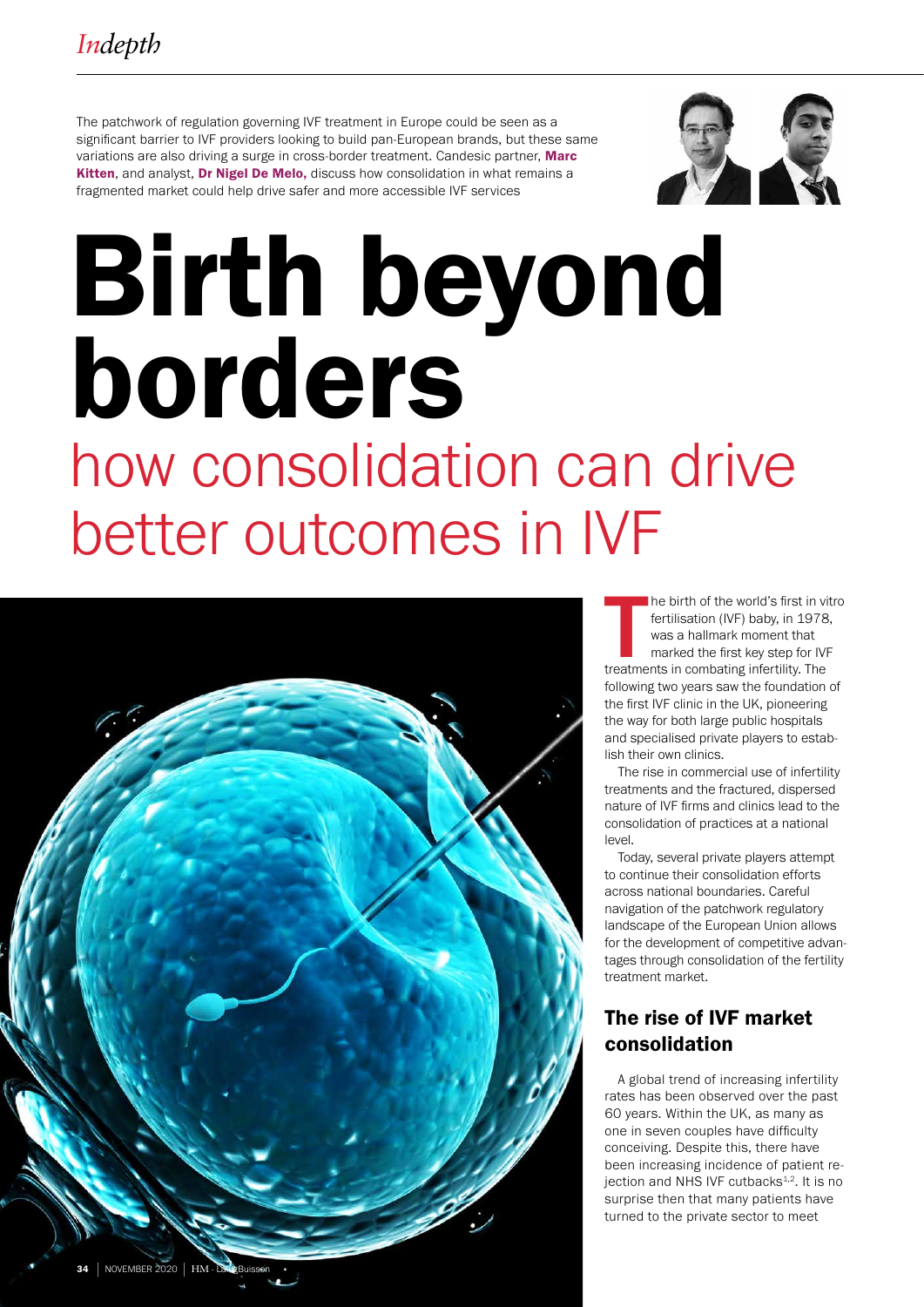The patchwork of regulation governing IVF treatment in Europe could be seen as a significant barrier to IVF providers looking to build pan-European brands, but these same variations are also driving a surge in cross-border treatment. Candesic partner, **Marc Kitten**, and analyst, **Dr Nigel De Melo,** discuss how consolidation in what remains a fragmented market could help drive safer and more accessible IVF services

# Birth beyond borders

## how consolidation can drive better outcomes in IVF

The birth of the world's first in vitro fertilisation (IVF) baby, in 1978, was a hallmark moment that marked the first key step for IVF treatments in combating infertility. The following two years saw the foundation of the first IVF clinic in the UK, pioneering the way for both large public hospitals and specialised private players to establish their own clinics.

The rise in commercial use of infertility treatments and the fractured, dispersed nature of IVF firms and clinics lead to the consolidation of practices at a national level.

Today, several private players attempt to continue their consolidation efforts across national boundaries. Careful navigation of the patchwork regulatory landscape of the European Union allows for the development of competitive advantages through consolidation of the fertility treatment market.

### The rise of IVF market consolidation

A global trend of increasing infertility rates has been observed over the past 60 years. Within the UK, as many as one in seven couples have difficulty conceiving. Despite this, there have been increasing incidence of patient rejection and NHS IVF cutbacks[1,2]. It is no surprise then that many patients have turned to the private sector to meet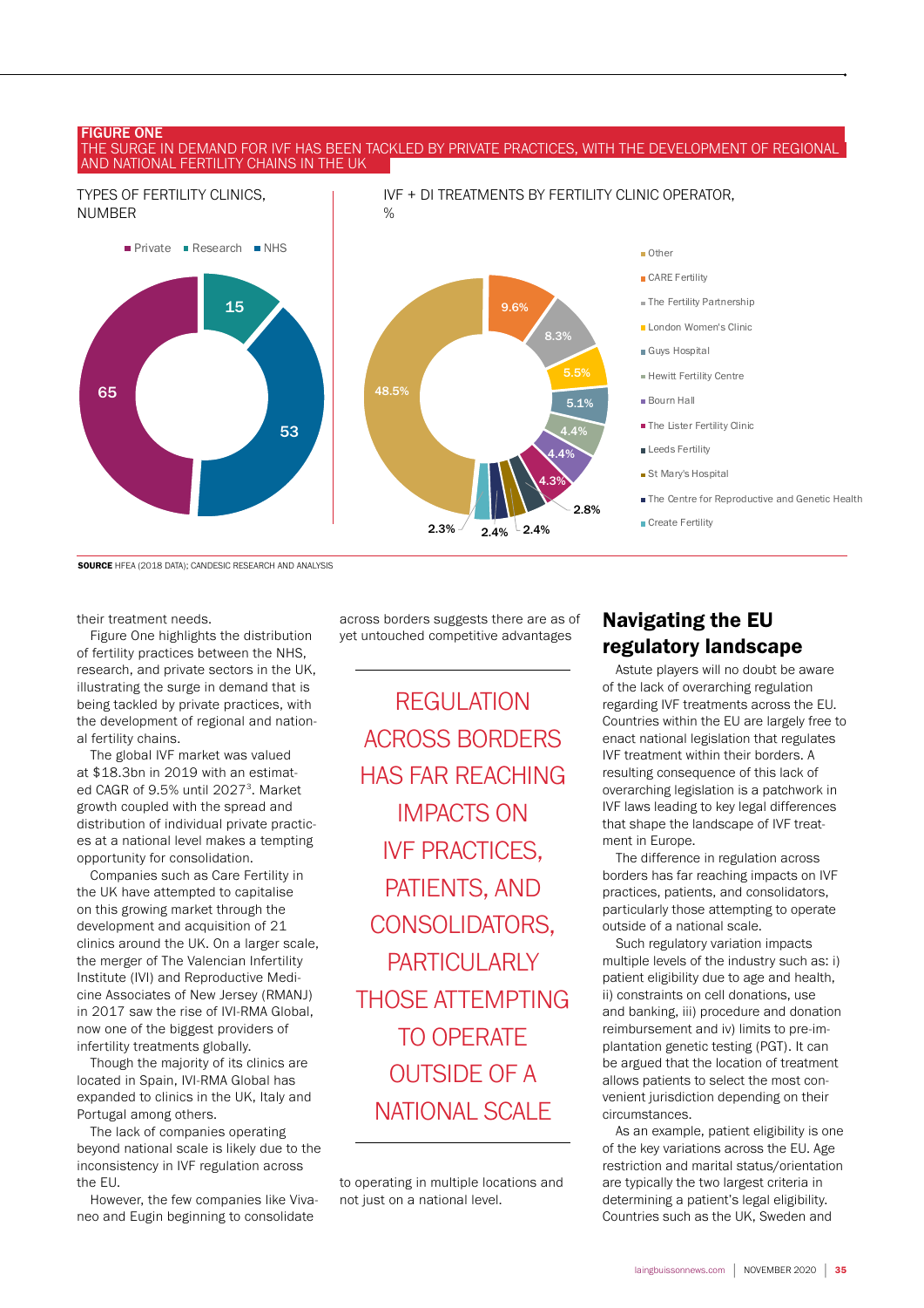**FIGURE ONE**
THE SURGE IN DEMAND FOR IVF HAS BEEN TACKLED BY PRIVATE PRACTICES, WITH THE DEVELOPMENT OF REGIONAL AND NATIONAL FERTILITY CHAINS IN THE UK

TYPES OF FERTILITY CLINICS, NUMBER

| Type | Number |
|---|---|
| Private | 65 |
| Research | 15 |
| NHS | 53 |

IVF + DI TREATMENTS BY FERTILITY CLINIC OPERATOR, %

| Operator | % |
|---|---|
| Other | 48.5% |
| CARE Fertility | 9.6% |
| The Fertility Partnership | 8.3% |
| London Women's Clinic | 5.5% |
| Guys Hospital | 5.1% |
| Hewitt Fertility Centre | 4.4% |
| Bourn Hall | 4.4% |
| The Lister Fertility Clinic | 4.3% |
| Leeds Fertility | 2.8% |
| St Mary's Hospital | 2.4% |
| The Centre for Reproductive and Genetic Health | 2.4% |
| Create Fertility | 2.3% |

**SOURCE** HFEA (2018 DATA); CANDESIC RESEARCH AND ANALYSIS

their treatment needs.

Figure One highlights the distribution of fertility practices between the NHS, research, and private sectors in the UK, illustrating the surge in demand that is being tackled by private practices, with the development of regional and national fertility chains.

The global IVF market was valued at $18.3bn in 2019 with an estimated CAGR of 9.5% until 2027[3]. Market growth coupled with the spread and distribution of individual private practices at a national level makes a tempting opportunity for consolidation.

Companies such as Care Fertility in the UK have attempted to capitalise on this growing market through the development and acquisition of 21 clinics around the UK. On a larger scale, the merger of The Valencian Infertility Institute (IVI) and Reproductive Medicine Associates of New Jersey (RMANJ) in 2017 saw the rise of IVI-RMA Global, now one of the biggest providers of infertility treatments globally.

Though the majority of its clinics are located in Spain, IVI-RMA Global has expanded to clinics in the UK, Italy and Portugal among others.

The lack of companies operating beyond national scale is likely due to the inconsistency in IVF regulation across the EU.

However, the few companies like Vivaneo and Eugin beginning to consolidate across borders suggests there are as of yet untouched competitive advantages to operating in multiple locations and not just on a national level.

> REGULATION ACROSS BORDERS HAS FAR REACHING IMPACTS ON IVF PRACTICES, PATIENTS, AND CONSOLIDATORS, PARTICULARLY THOSE ATTEMPTING TO OPERATE OUTSIDE OF A NATIONAL SCALE

## Navigating the EU regulatory landscape

Astute players will no doubt be aware of the lack of overarching regulation regarding IVF treatments across the EU. Countries within the EU are largely free to enact national legislation that regulates IVF treatment within their borders. A resulting consequence of this lack of overarching legislation is a patchwork in IVF laws leading to key legal differences that shape the landscape of IVF treatment in Europe.

The difference in regulation across borders has far reaching impacts on IVF practices, patients, and consolidators, particularly those attempting to operate outside of a national scale.

Such regulatory variation impacts multiple levels of the industry such as: i) patient eligibility due to age and health, ii) constraints on cell donations, use and banking, iii) procedure and donation reimbursement and iv) limits to pre-implantation genetic testing (PGT). It can be argued that the location of treatment allows patients to select the most convenient jurisdiction depending on their circumstances.

As an example, patient eligibility is one of the key variations across the EU. Age restriction and marital status/orientation are typically the two largest criteria in determining a patient's legal eligibility. Countries such as the UK, Sweden and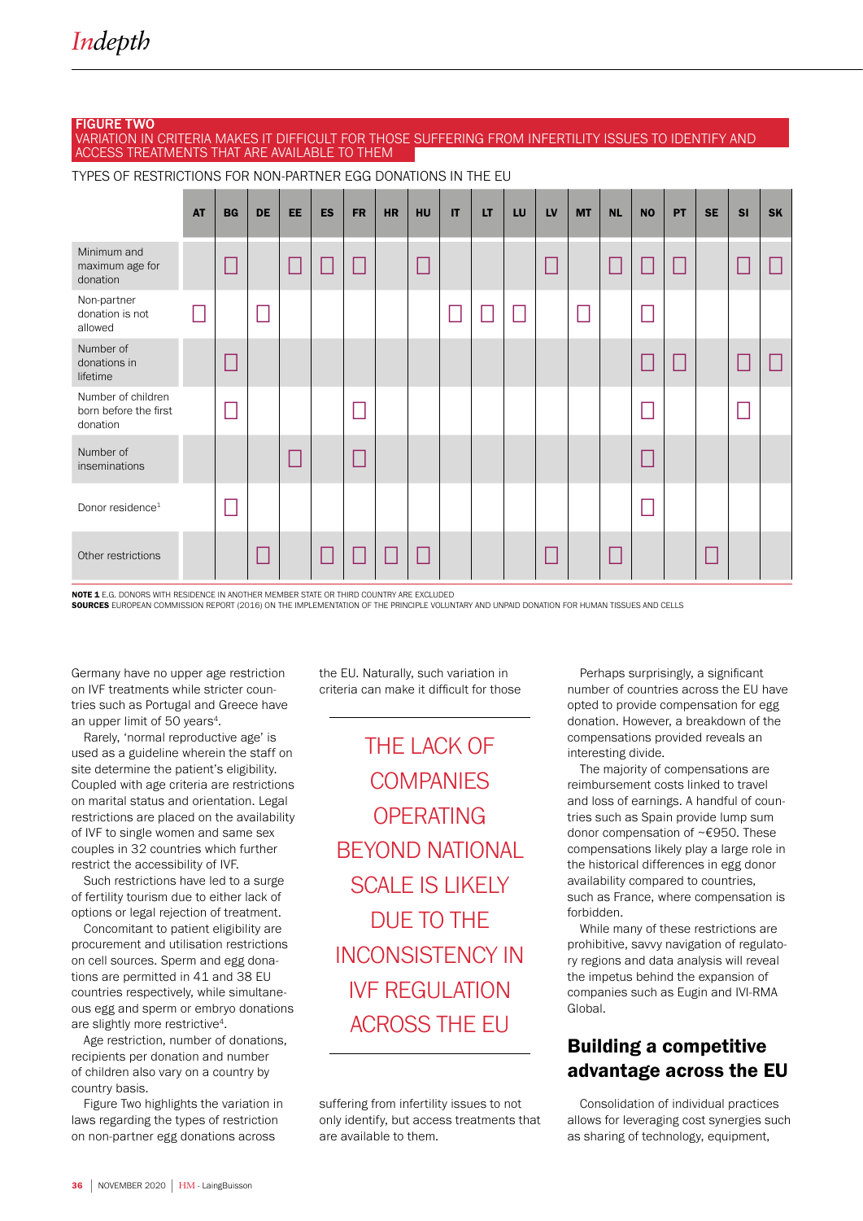**FIGURE TWO**
VARIATION IN CRITERIA MAKES IT DIFFICULT FOR THOSE SUFFERING FROM INFERTILITY ISSUES TO IDENTIFY AND ACCESS TREATMENTS THAT ARE AVAILABLE TO THEM

TYPES OF RESTRICTIONS FOR NON-PARTNER EGG DONATIONS IN THE EU

| | AT | BG | DE | EE | ES | FR | HR | HU | IT | LT | LU | LV | MT | NL | NO | PT | SE | SI | SK |
|---|---|---|---|---|---|---|---|---|---|---|---|---|---|---|---|---|---|---|---|
| Minimum and maximum age for donation | | ☐ | | ☐ | ☐ | ☐ | | ☐ | | | | ☐ | | ☐ | ☐ | ☐ | | ☐ | ☐ |
| Non-partner donation is not allowed | ☐ | | ☐ | | | | | | ☐ | ☐ | ☐ | | ☐ | | ☐ | | | | |
| Number of donations in lifetime | | ☐ | | | | | | | | | | | | | ☐ | ☐ | | ☐ | ☐ |
| Number of children born before the first donation | | ☐ | | | | ☐ | | | | | | | | | ☐ | | | ☐ | |
| Number of inseminations | | | | ☐ | | ☐ | | | | | | | | | ☐ | | | | |
| Donor residence[1] | | ☐ | | | | | | | | | | | | | ☐ | | | | |
| Other restrictions | | | ☐ | | ☐ | ☐ | ☐ | ☐ | | | | ☐ | | ☐ | | | ☐ | | |

**NOTE 1** E.G. DONORS WITH RESIDENCE IN ANOTHER MEMBER STATE OR THIRD COUNTRY ARE EXCLUDED
**SOURCES** EUROPEAN COMMISSION REPORT (2016) ON THE IMPLEMENTATION OF THE PRINCIPLE VOLUNTARY AND UNPAID DONATION FOR HUMAN TISSUES AND CELLS

Germany have no upper age restriction on IVF treatments while stricter countries such as Portugal and Greece have an upper limit of 50 years[4].

Rarely, 'normal reproductive age' is used as a guideline wherein the staff on site determine the patient's eligibility. Coupled with age criteria are restrictions on marital status and orientation. Legal restrictions are placed on the availability of IVF to single women and same sex couples in 32 countries which further restrict the accessibility of IVF.

Such restrictions have led to a surge of fertility tourism due to either lack of options or legal rejection of treatment.

Concomitant to patient eligibility are procurement and utilisation restrictions on cell sources. Sperm and egg donations are permitted in 41 and 38 EU countries respectively, while simultaneous egg and sperm or embryo donations are slightly more restrictive[4].

Age restriction, number of donations, recipients per donation and number of children also vary on a country by country basis.

Figure Two highlights the variation in laws regarding the types of restriction on non-partner egg donations across the EU. Naturally, such variation in criteria can make it difficult for those suffering from infertility issues to not only identify, but access treatments that are available to them.

> THE LACK OF COMPANIES OPERATING BEYOND NATIONAL SCALE IS LIKELY DUE TO THE INCONSISTENCY IN IVF REGULATION ACROSS THE EU

Perhaps surprisingly, a significant number of countries across the EU have opted to provide compensation for egg donation. However, a breakdown of the compensations provided reveals an interesting divide.

The majority of compensations are reimbursement costs linked to travel and loss of earnings. A handful of countries such as Spain provide lump sum donor compensation of ~€950. These compensations likely play a large role in the historical differences in egg donor availability compared to countries, such as France, where compensation is forbidden.

While many of these restrictions are prohibitive, savvy navigation of regulatory regions and data analysis will reveal the impetus behind the expansion of companies such as Eugin and IVI-RMA Global.

## Building a competitive advantage across the EU

Consolidation of individual practices allows for leveraging cost synergies such as sharing of technology, equipment,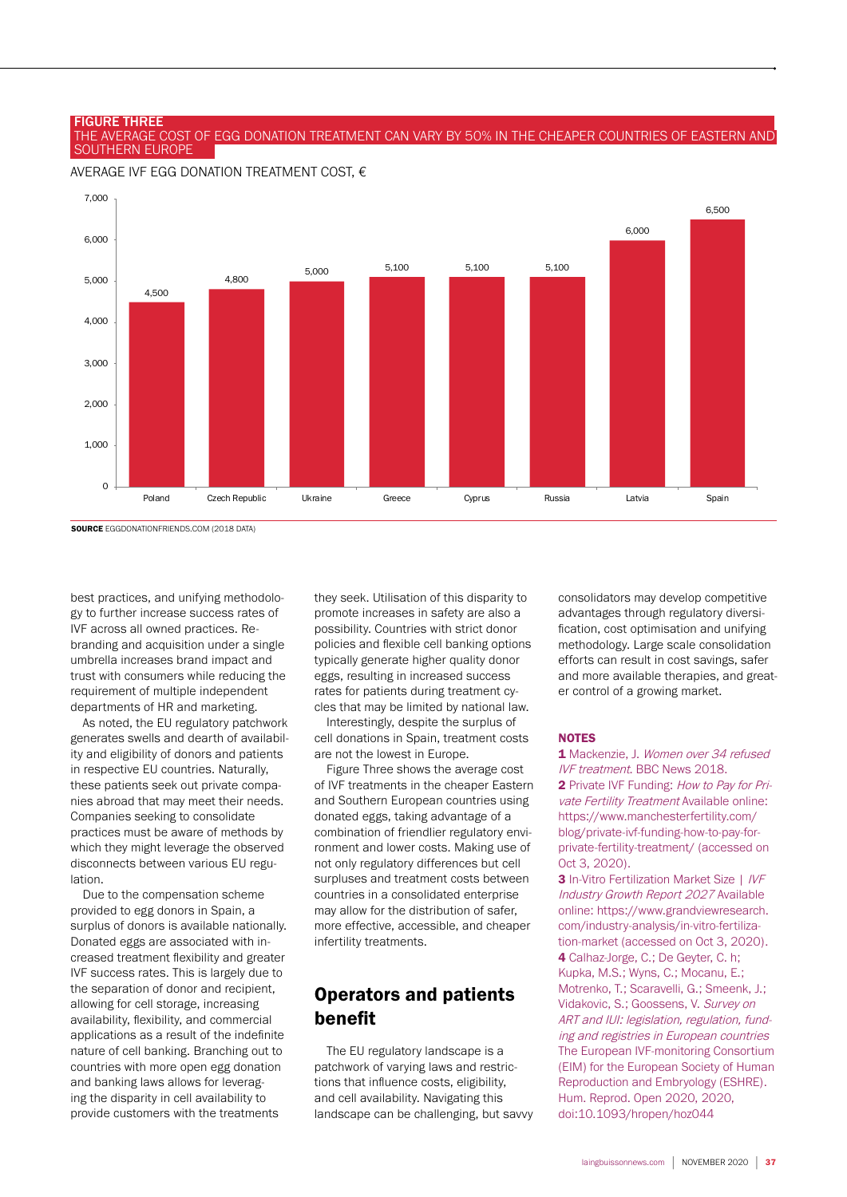**FIGURE THREE**
THE AVERAGE COST OF EGG DONATION TREATMENT CAN VARY BY 50% IN THE CHEAPER COUNTRIES OF EASTERN AND SOUTHERN EUROPE

AVERAGE IVF EGG DONATION TREATMENT COST, €

7,000
6,000
5,000
4,000
3,000
2,000
1,000
0

Poland 4,500
Czech Republic 4,800
Ukraine 5,000
Greece 5,100
Cyprus 5,100
Russia 5,100
Latvia 6,000
Spain 6,500

**SOURCE** EGGDONATIONFRIENDS.COM (2018 DATA)

best practices, and unifying methodology to further increase success rates of IVF across all owned practices. Rebranding and acquisition under a single umbrella increases brand impact and trust with consumers while reducing the requirement of multiple independent departments of HR and marketing.

As noted, the EU regulatory patchwork generates swells and dearth of availability and eligibility of donors and patients in respective EU countries. Naturally, these patients seek out private companies abroad that may meet their needs. Companies seeking to consolidate practices must be aware of methods by which they might leverage the observed disconnects between various EU regulation.

Due to the compensation scheme provided to egg donors in Spain, a surplus of donors is available nationally. Donated eggs are associated with increased treatment flexibility and greater IVF success rates. This is largely due to the separation of donor and recipient, allowing for cell storage, increasing availability, flexibility, and commercial applications as a result of the indefinite nature of cell banking. Branching out to countries with more open egg donation and banking laws allows for leveraging the disparity in cell availability to provide customers with the treatments they seek. Utilisation of this disparity to promote increases in safety are also a possibility. Countries with strict donor policies and flexible cell banking options typically generate higher quality donor eggs, resulting in increased success rates for patients during treatment cycles that may be limited by national law.

Interestingly, despite the surplus of cell donations in Spain, treatment costs are not the lowest in Europe.

Figure Three shows the average cost of IVF treatments in the cheaper Eastern and Southern European countries using donated eggs, taking advantage of a combination of friendlier regulatory environment and lower costs. Making use of not only regulatory differences but cell surpluses and treatment costs between countries in a consolidated enterprise may allow for the distribution of safer, more effective, accessible, and cheaper infertility treatments.

## Operators and patients benefit

The EU regulatory landscape is a patchwork of varying laws and restrictions that influence costs, eligibility, and cell availability. Navigating this landscape can be challenging, but savvy consolidators may develop competitive advantages through regulatory diversification, cost optimisation and unifying methodology. Large scale consolidation efforts can result in cost savings, safer and more available therapies, and greater control of a growing market.

### NOTES

**1** Mackenzie, J. *Women over 34 refused IVF treatment*. BBC News 2018.
**2** Private IVF Funding: *How to Pay for Private Fertility Treatment* Available online: https://www.manchesterfertility.com/blog/private-ivf-funding-how-to-pay-for-private-fertility-treatment/ (accessed on Oct 3, 2020).
**3** In-Vitro Fertilization Market Size | *IVF Industry Growth Report 2027* Available online: https://www.grandviewresearch.com/industry-analysis/in-vitro-fertilization-market (accessed on Oct 3, 2020).
**4** Calhaz-Jorge, C.; De Geyter, C. h; Kupka, M.S.; Wyns, C.; Mocanu, E.; Motrenko, T.; Scaravelli, G.; Smeenk, J.; Vidakovic, S.; Goossens, V. *Survey on ART and IUI: legislation, regulation, funding and registries in European countries* The European IVF-monitoring Consortium (EIM) for the European Society of Human Reproduction and Embryology (ESHRE). Hum. Reprod. Open 2020, 2020, doi:10.1093/hropen/hoz044